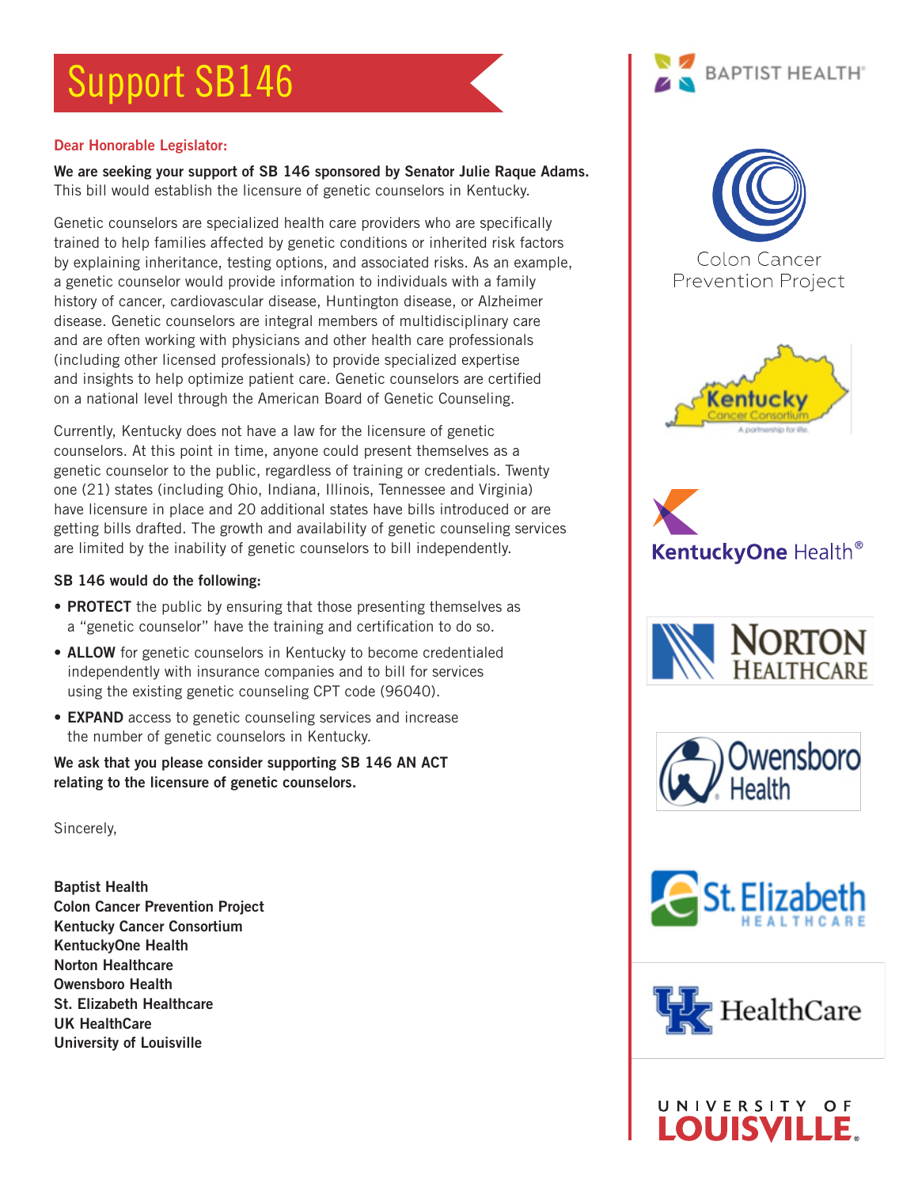# Support SB146

**Dear Honorable Legislator:**

**We are seeking your support of SB 146 sponsored by Senator Julie Raque Adams.** This bill would establish the licensure of genetic counselors in Kentucky.

Genetic counselors are specialized health care providers who are specifically trained to help families affected by genetic conditions or inherited risk factors by explaining inheritance, testing options, and associated risks. As an example, a genetic counselor would provide information to individuals with a family history of cancer, cardiovascular disease, Huntington disease, or Alzheimer disease. Genetic counselors are integral members of multidisciplinary care and are often working with physicians and other health care professionals (including other licensed professionals) to provide specialized expertise and insights to help optimize patient care. Genetic counselors are certified on a national level through the American Board of Genetic Counseling.

Currently, Kentucky does not have a law for the licensure of genetic counselors. At this point in time, anyone could present themselves as a genetic counselor to the public, regardless of training or credentials. Twenty one (21) states (including Ohio, Indiana, Illinois, Tennessee and Virginia) have licensure in place and 20 additional states have bills introduced or are getting bills drafted. The growth and availability of genetic counseling services are limited by the inability of genetic counselors to bill independently.

**SB 146 would do the following:**

- **PROTECT** the public by ensuring that those presenting themselves as a "genetic counselor" have the training and certification to do so.
- **ALLOW** for genetic counselors in Kentucky to become credentialed independently with insurance companies and to bill for services using the existing genetic counseling CPT code (96040).
- **EXPAND** access to genetic counseling services and increase the number of genetic counselors in Kentucky.

**We ask that you please consider supporting SB 146 AN ACT relating to the licensure of genetic counselors.**

Sincerely,

**Baptist Health**
**Colon Cancer Prevention Project**
**Kentucky Cancer Consortium**
**KentuckyOne Health**
**Norton Healthcare**
**Owensboro Health**
**St. Elizabeth Healthcare**
**UK HealthCare**
**University of Louisville**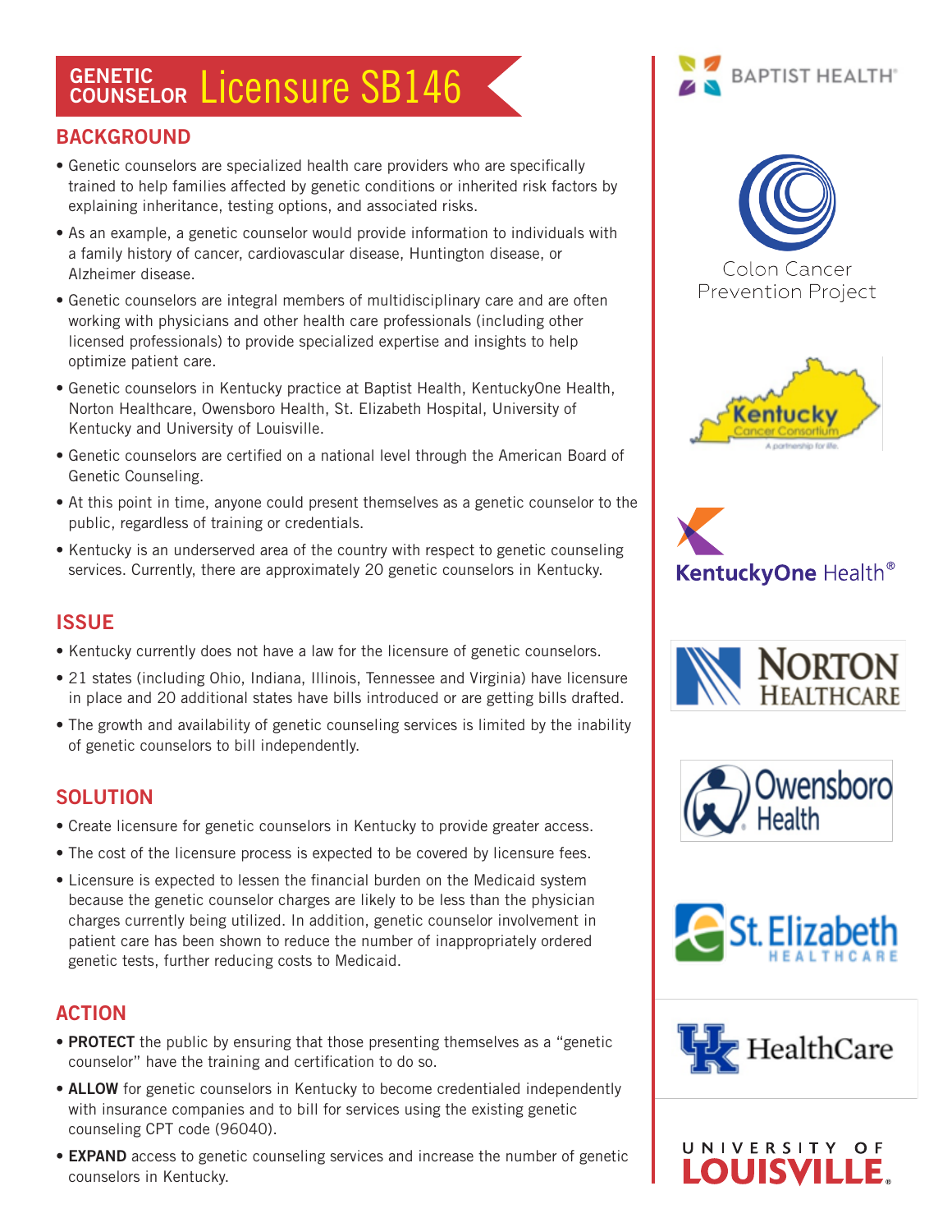# GENETIC COUNSELOR Licensure SB146

## BACKGROUND

- Genetic counselors are specialized health care providers who are specifically trained to help families affected by genetic conditions or inherited risk factors by explaining inheritance, testing options, and associated risks.
- As an example, a genetic counselor would provide information to individuals with a family history of cancer, cardiovascular disease, Huntington disease, or Alzheimer disease.
- Genetic counselors are integral members of multidisciplinary care and are often working with physicians and other health care professionals (including other licensed professionals) to provide specialized expertise and insights to help optimize patient care.
- Genetic counselors in Kentucky practice at Baptist Health, KentuckyOne Health, Norton Healthcare, Owensboro Health, St. Elizabeth Hospital, University of Kentucky and University of Louisville.
- Genetic counselors are certified on a national level through the American Board of Genetic Counseling.
- At this point in time, anyone could present themselves as a genetic counselor to the public, regardless of training or credentials.
- Kentucky is an underserved area of the country with respect to genetic counseling services. Currently, there are approximately 20 genetic counselors in Kentucky.

## ISSUE

- Kentucky currently does not have a law for the licensure of genetic counselors.
- 21 states (including Ohio, Indiana, Illinois, Tennessee and Virginia) have licensure in place and 20 additional states have bills introduced or are getting bills drafted.
- The growth and availability of genetic counseling services is limited by the inability of genetic counselors to bill independently.

## SOLUTION

- Create licensure for genetic counselors in Kentucky to provide greater access.
- The cost of the licensure process is expected to be covered by licensure fees.
- Licensure is expected to lessen the financial burden on the Medicaid system because the genetic counselor charges are likely to be less than the physician charges currently being utilized. In addition, genetic counselor involvement in patient care has been shown to reduce the number of inappropriately ordered genetic tests, further reducing costs to Medicaid.

## ACTION

- **PROTECT** the public by ensuring that those presenting themselves as a "genetic counselor" have the training and certification to do so.
- **ALLOW** for genetic counselors in Kentucky to become credentialed independently with insurance companies and to bill for services using the existing genetic counseling CPT code (96040).
- **EXPAND** access to genetic counseling services and increase the number of genetic counselors in Kentucky.

BAPTIST HEALTH

Colon Cancer Prevention Project

Kentucky Cancer Consortium
A partnership for life.

KentuckyOne Health

NORTON HEALTHCARE

Owensboro Health

St. Elizabeth HEALTHCARE

UK HealthCare

UNIVERSITY OF LOUISVILLE